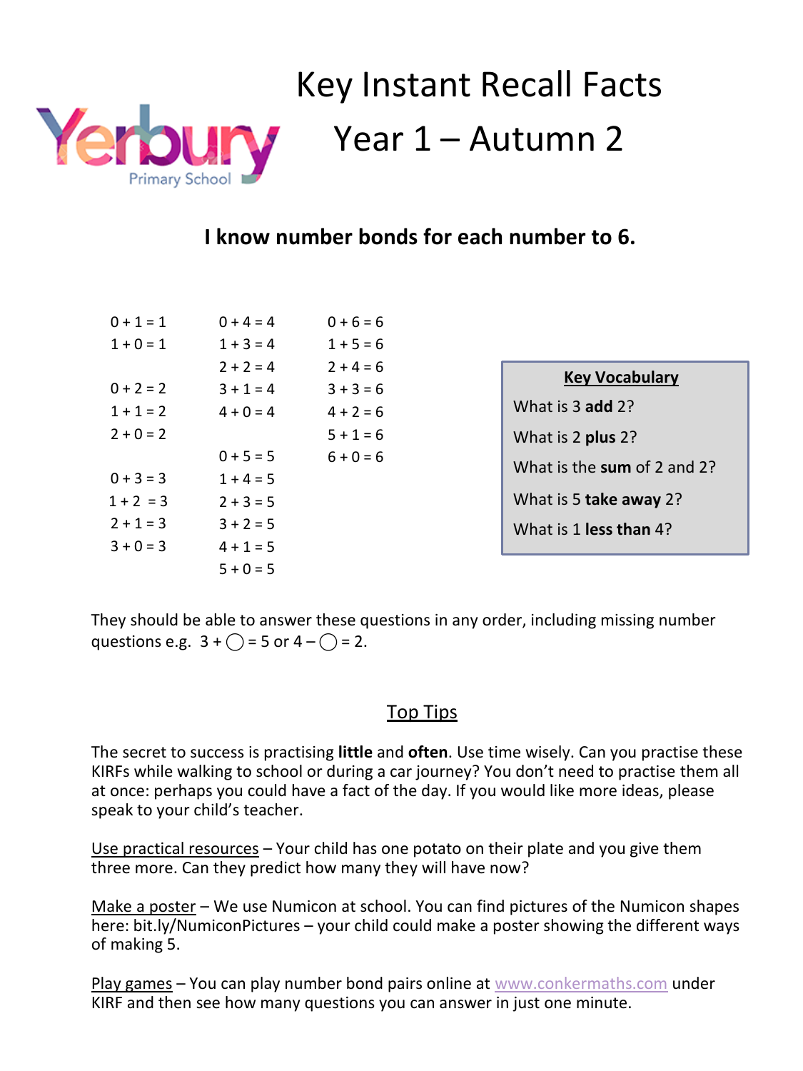Yerbury Primary School

# Key Instant Recall Facts

# Year 1 – Autumn 2

**I know number bonds for each number to 6.**

0 + 1 = 1
1 + 0 = 1

0 + 2 = 2
1 + 1 = 2
2 + 0 = 2

0 + 3 = 3
1 + 2 = 3
2 + 1 = 3
3 + 0 = 3

0 + 4 = 4
1 + 3 = 4
2 + 2 = 4
3 + 1 = 4
4 + 0 = 4

0 + 5 = 5
1 + 4 = 5
2 + 3 = 5
3 + 2 = 5
4 + 1 = 5
5 + 0 = 5

0 + 6 = 6
1 + 5 = 6
2 + 4 = 6
3 + 3 = 6
4 + 2 = 6
5 + 1 = 6
6 + 0 = 6

**Key Vocabulary**

What is 3 **add** 2?

What is 2 **plus** 2?

What is the **sum** of 2 and 2?

What is 5 **take away** 2?

What is 1 **less than** 4?

They should be able to answer these questions in any order, including missing number questions e.g. 3 + ◯ = 5 or 4 – ◯ = 2.

## Top Tips

The secret to success is practising **little** and **often**. Use time wisely. Can you practise these KIRFs while walking to school or during a car journey? You don't need to practise them all at once: perhaps you could have a fact of the day. If you would like more ideas, please speak to your child's teacher.

Use practical resources – Your child has one potato on their plate and you give them three more. Can they predict how many they will have now?

Make a poster – We use Numicon at school. You can find pictures of the Numicon shapes here: bit.ly/NumiconPictures – your child could make a poster showing the different ways of making 5.

Play games – You can play number bond pairs online at www.conkermaths.com under KIRF and then see how many questions you can answer in just one minute.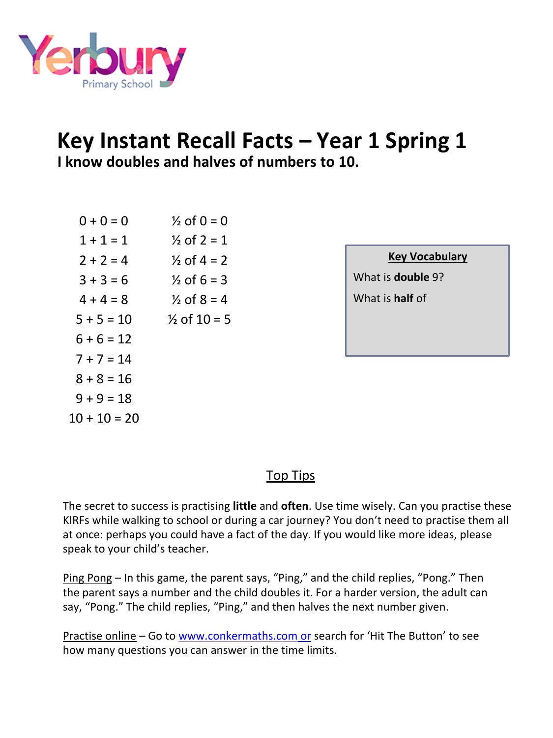Yerbury Primary School

# Key Instant Recall Facts – Year 1 Spring 1

**I know doubles and halves of numbers to 10.**

| | |
|---|---|
| 0 + 0 = 0 | ½ of 0 = 0 |
| 1 + 1 = 1 | ½ of 2 = 1 |
| 2 + 2 = 4 | ½ of 4 = 2 |
| 3 + 3 = 6 | ½ of 6 = 3 |
| 4 + 4 = 8 | ½ of 8 = 4 |
| 5 + 5 = 10 | ½ of 10 = 5 |
| 6 + 6 = 12 | |
| 7 + 7 = 14 | |
| 8 + 8 = 16 | |
| 9 + 9 = 18 | |
| 10 + 10 = 20 | |

**Key Vocabulary**

What is **double** 9?

What is **half** of

## Top Tips

The secret to success is practising **little** and **often**. Use time wisely. Can you practise these KIRFs while walking to school or during a car journey? You don't need to practise them all at once: perhaps you could have a fact of the day. If you would like more ideas, please speak to your child's teacher.

Ping Pong – In this game, the parent says, "Ping," and the child replies, "Pong." Then the parent says a number and the child doubles it. For a harder version, the adult can say, "Pong." The child replies, "Ping," and then halves the next number given.

Practise online – Go to www.conkermaths.com or search for 'Hit The Button' to see how many questions you can answer in the time limits.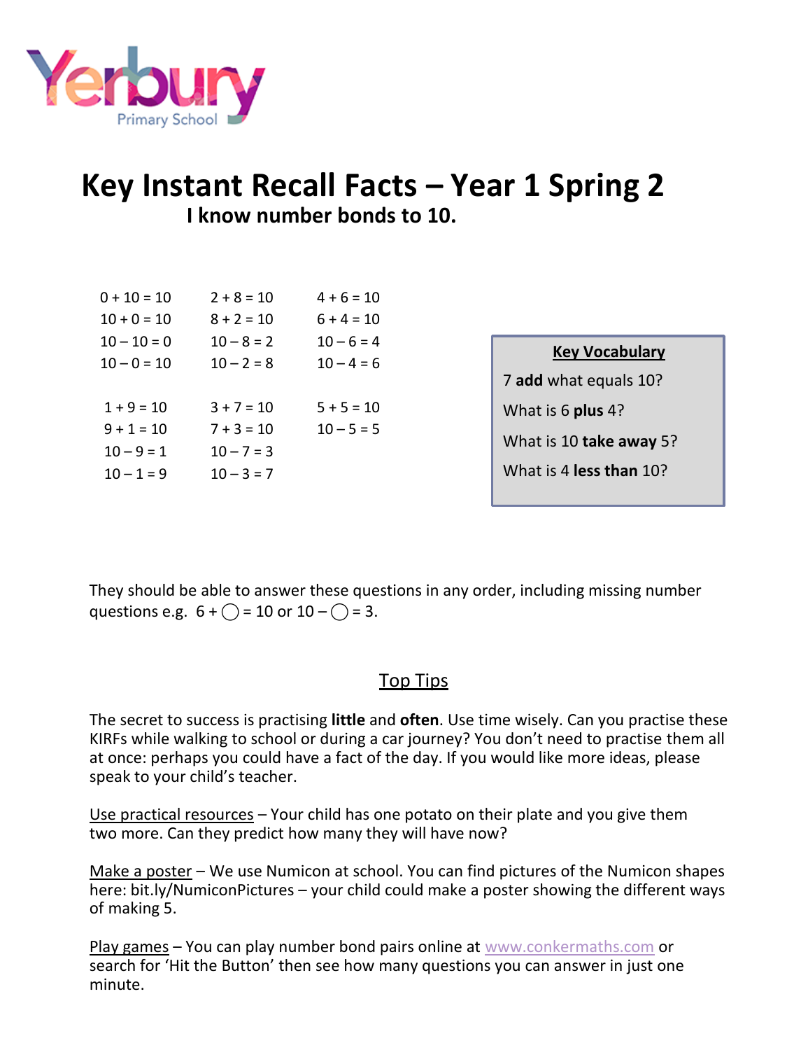Yerbury Primary School

# Key Instant Recall Facts – Year 1 Spring 2

## I know number bonds to 10.

| | | |
|---|---|---|
| $0 + 10 = 10$ | $2 + 8 = 10$ | $4 + 6 = 10$ |
| $10 + 0 = 10$ | $8 + 2 = 10$ | $6 + 4 = 10$ |
| $10 - 10 = 0$ | $10 - 8 = 2$ | $10 - 6 = 4$ |
| $10 - 0 = 10$ | $10 - 2 = 8$ | $10 - 4 = 6$ |
| | | |
| $1 + 9 = 10$ | $3 + 7 = 10$ | $5 + 5 = 10$ |
| $9 + 1 = 10$ | $7 + 3 = 10$ | $10 - 5 = 5$ |
| $10 - 9 = 1$ | $10 - 7 = 3$ | |
| $10 - 1 = 9$ | $10 - 3 = 7$ | |

**Key Vocabulary**

7 **add** what equals 10?

What is 6 **plus** 4?

What is 10 **take away** 5?

What is 4 **less than** 10?

They should be able to answer these questions in any order, including missing number questions e.g. $6 + \bigcirc = 10$ or $10 - \bigcirc = 3$.

### Top Tips

The secret to success is practising **little** and **often**. Use time wisely. Can you practise these KIRFs while walking to school or during a car journey? You don't need to practise them all at once: perhaps you could have a fact of the day. If you would like more ideas, please speak to your child's teacher.

Use practical resources – Your child has one potato on their plate and you give them two more. Can they predict how many they will have now?

Make a poster – We use Numicon at school. You can find pictures of the Numicon shapes here: bit.ly/NumiconPictures – your child could make a poster showing the different ways of making 5.

Play games – You can play number bond pairs online at www.conkermaths.com or search for 'Hit the Button' then see how many questions you can answer in just one minute.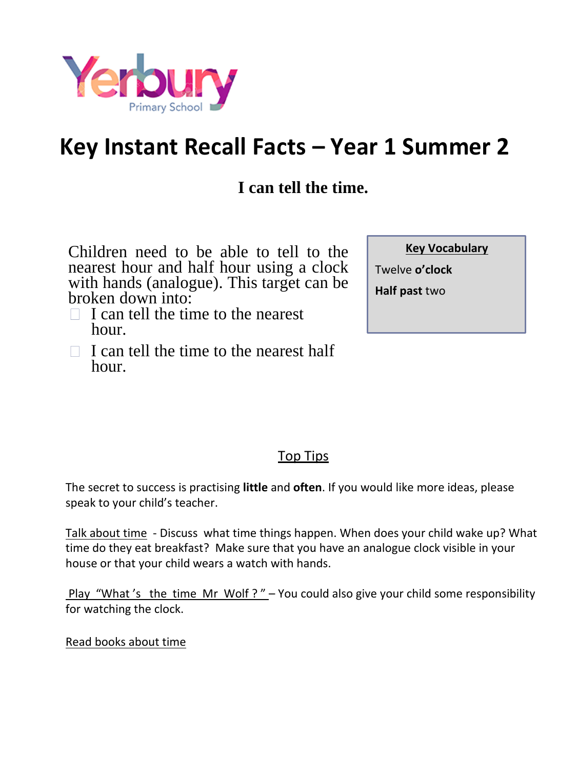Yerbury Primary School

# Key Instant Recall Facts – Year 1 Summer 2

## I can tell the time.

Children need to be able to tell to the nearest hour and half hour using a clock with hands (analogue). This target can be broken down into:

- I can tell the time to the nearest hour.
- I can tell the time to the nearest half hour.

**Key Vocabulary**

Twelve **o'clock**

**Half past** two

## Top Tips

The secret to success is practising **little** and **often**. If you would like more ideas, please speak to your child's teacher.

Talk about time - Discuss what time things happen. When does your child wake up? What time do they eat breakfast? Make sure that you have an analogue clock visible in your house or that your child wears a watch with hands.

Play "What's the time Mr Wolf?" – You could also give your child some responsibility for watching the clock.

Read books about time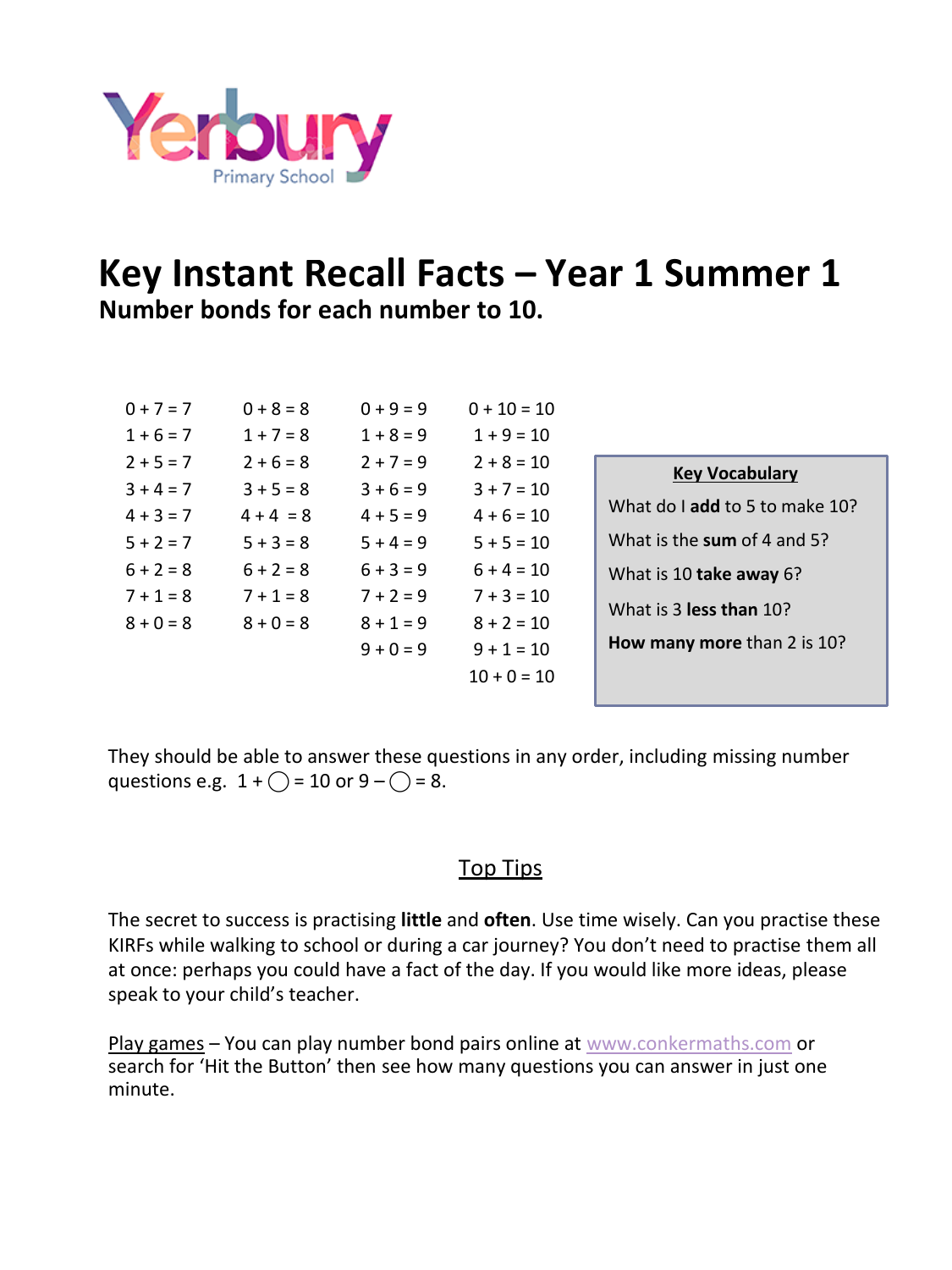Yerbury Primary School

# Key Instant Recall Facts – Year 1 Summer 1

**Number bonds for each number to 10.**

| | | | |
|---|---|---|---|
| 0 + 7 = 7 | 0 + 8 = 8 | 0 + 9 = 9 | 0 + 10 = 10 |
| 1 + 6 = 7 | 1 + 7 = 8 | 1 + 8 = 9 | 1 + 9 = 10 |
| 2 + 5 = 7 | 2 + 6 = 8 | 2 + 7 = 9 | 2 + 8 = 10 |
| 3 + 4 = 7 | 3 + 5 = 8 | 3 + 6 = 9 | 3 + 7 = 10 |
| 4 + 3 = 7 | 4 + 4 = 8 | 4 + 5 = 9 | 4 + 6 = 10 |
| 5 + 2 = 7 | 5 + 3 = 8 | 5 + 4 = 9 | 5 + 5 = 10 |
| 6 + 2 = 8 | 6 + 2 = 8 | 6 + 3 = 9 | 6 + 4 = 10 |
| 7 + 1 = 8 | 7 + 1 = 8 | 7 + 2 = 9 | 7 + 3 = 10 |
| 8 + 0 = 8 | 8 + 0 = 8 | 8 + 1 = 9 | 8 + 2 = 10 |
| | | 9 + 0 = 9 | 9 + 1 = 10 |
| | | | 10 + 0 = 10 |

**Key Vocabulary**

What do I **add** to 5 to make 10?

What is the **sum** of 4 and 5?

What is 10 **take away** 6?

What is 3 **less than** 10?

**How many more** than 2 is 10?

They should be able to answer these questions in any order, including missing number questions e.g. 1 + ◯ = 10 or 9 – ◯ = 8.

## Top Tips

The secret to success is practising **little** and **often**. Use time wisely. Can you practise these KIRFs while walking to school or during a car journey? You don't need to practise them all at once: perhaps you could have a fact of the day. If you would like more ideas, please speak to your child's teacher.

Play games – You can play number bond pairs online at www.conkermaths.com or search for 'Hit the Button' then see how many questions you can answer in just one minute.